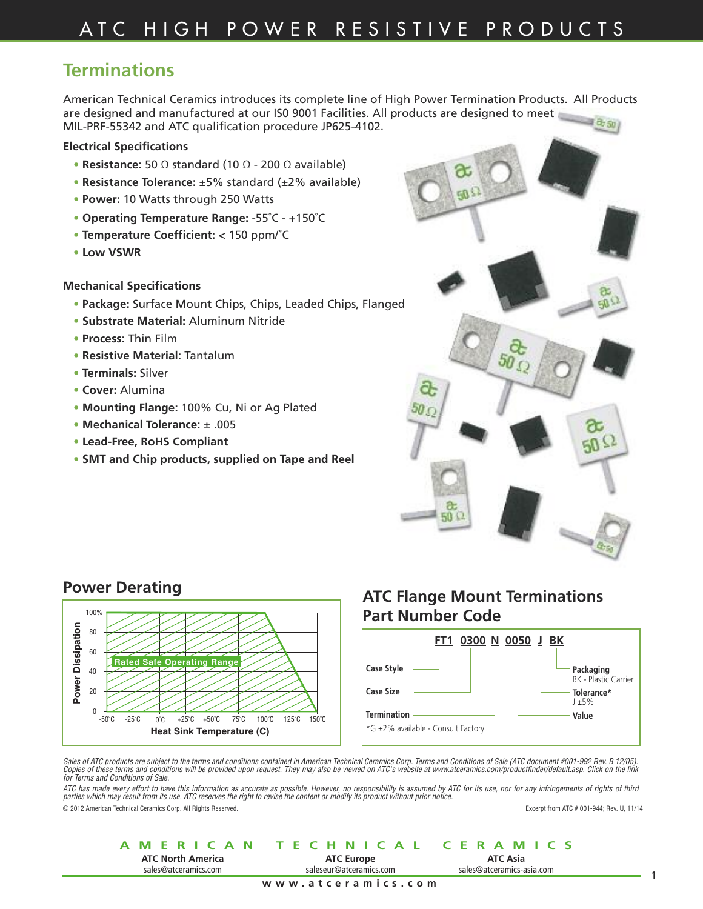# Terminations

American Technical Ceramics introduces its complete line of High Power Termination Products. All Products are designed and manufactured at our IS0 9001 Facilities. All products are designed to meet MIL-PRF-55342 and ATC qualification procedure JP625-4102.

### Electrical Specifications

- **Resistance:** 50 Ω standard (10 Ω - 200 Ω available)
- **Resistance Tolerance:** ±5% standard (±2% available)
- **Power:** 10 Watts through 250 Watts
- **Operating Temperature Range:** -55˚C - +150˚C
- **Temperature Coefficient:** < 150 ppm/˚C
- **Low VSWR**

### Mechanical Specifications

- **Package:** Surface Mount Chips, Chips, Leaded Chips, Flanged
- **Substrate Material:** Aluminum Nitride
- **Process:** Thin Film
- **Resistive Material:** Tantalum
- **Terminals:** Silver
- **Cover:** Alumina
- **Mounting Flange:** 100% Cu, Ni or Ag Plated
- **Mechanical Tolerance:** ± .005
- **Lead-Free, RoHS Compliant**
- **SMT and Chip products, supplied on Tape and Reel**

## Power Derating

Power Dissipation (0 – 100%) vs. Heat Sink Temperature (C) (-50˚C – 150˚C)

Rated Safe Operating Range

## ATC Flange Mount Terminations Part Number Code

**FT1 0300 N 0050 J BK**

- FT1 – Case Style
- 0300 – Case Size
- N – Termination
- 0050 – Value
- J – Tolerance*: J ±5%
- BK – Packaging: BK - Plastic Carrier

*G ±2% available - Consult Factory

*Sales of ATC products are subject to the terms and conditions contained in American Technical Ceramics Corp. Terms and Conditions of Sale (ATC document #001-992 Rev. B 12/05). Copies of these terms and conditions will be provided upon request. They may also be viewed on ATC's website at www.atceramics.com/productfinder/default.asp. Click on the link for Terms and Conditions of Sale.*

*ATC has made every effort to have this information as accurate as possible. However, no responsibility is assumed by ATC for its use, nor for any infringements of rights of third parties which may result from its use. ATC reserves the right to revise the content or modify its product without prior notice.*

© 2012 American Technical Ceramics Corp. All Rights Reserved.

Excerpt from ATC # 001-944; Rev. U, 11/14

**AMERICAN TECHNICAL CERAMICS**

| ATC North America | ATC Europe | ATC Asia |
|---|---|---|
| sales@atceramics.com | saleseur@atceramics.com | sales@atceramics-asia.com |

www.atceramics.com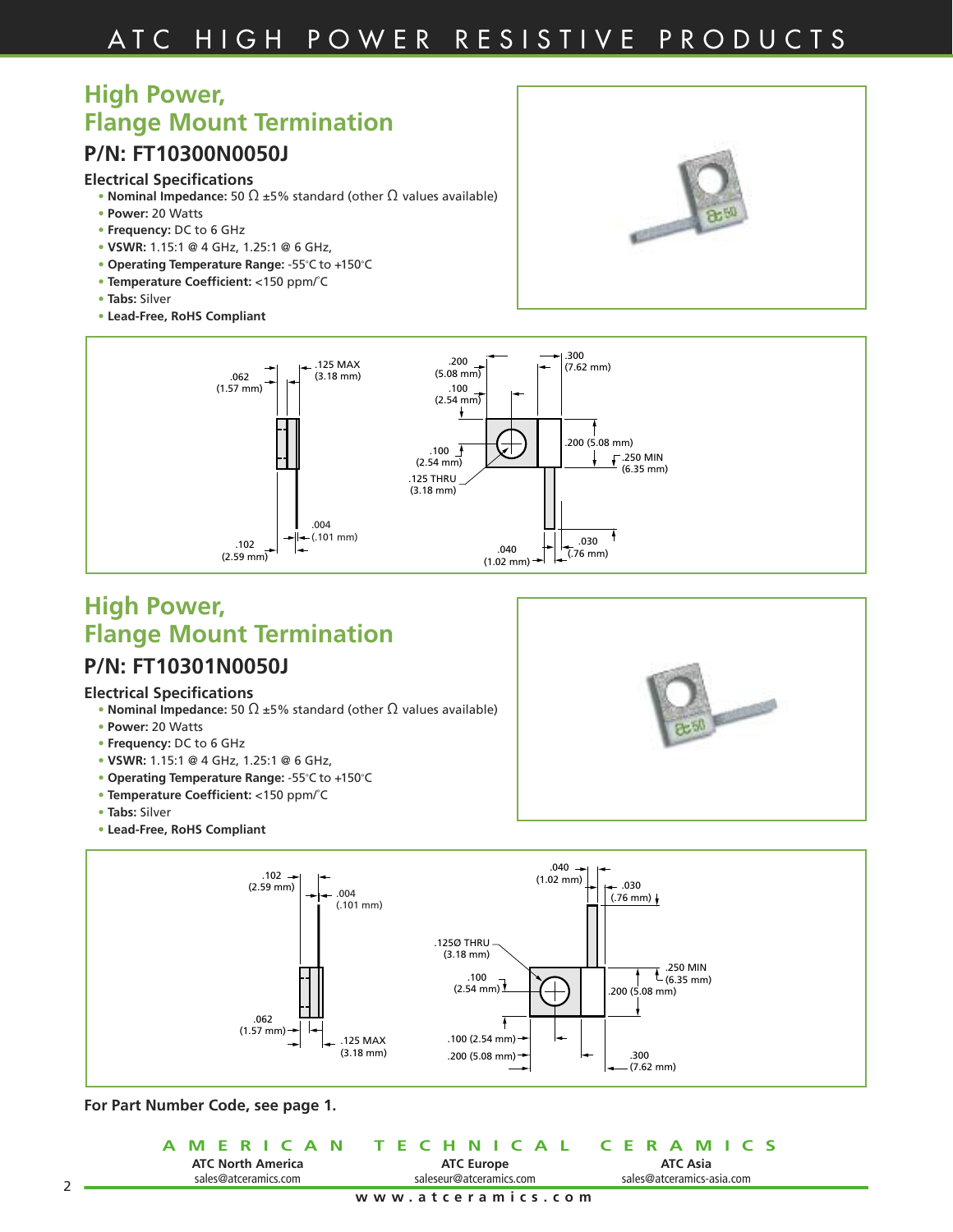## High Power, Flange Mount Termination

### P/N: FT10300N0050J

**Electrical Specifications**

- **Nominal Impedance:** 50 Ω ±5% standard (other Ω values available)
- **Power:** 20 Watts
- **Frequency:** DC to 6 GHz
- **VSWR:** 1.15:1 @ 4 GHz, 1.25:1 @ 6 GHz,
- **Operating Temperature Range:** -55°C to +150°C
- **Temperature Coefficient:** <150 ppm/°C
- **Tabs:** Silver
- **Lead-Free, RoHS Compliant**

.062 (1.57 mm)
.125 MAX (3.18 mm)
.004 (.101 mm)
.102 (2.59 mm)
.200 (5.08 mm)
.100 (2.54 mm)
.300 (7.62 mm)
.200 (5.08 mm)
.250 MIN (6.35 mm)
.100 (2.54 mm)
.125 THRU (3.18 mm)
.040 (1.02 mm)
.030 (.76 mm)

## High Power, Flange Mount Termination

### P/N: FT10301N0050J

**Electrical Specifications**

- **Nominal Impedance:** 50 Ω ±5% standard (other Ω values available)
- **Power:** 20 Watts
- **Frequency:** DC to 6 GHz
- **VSWR:** 1.15:1 @ 4 GHz, 1.25:1 @ 6 GHz,
- **Operating Temperature Range:** -55°C to +150°C
- **Temperature Coefficient:** <150 ppm/°C
- **Tabs:** Silver
- **Lead-Free, RoHS Compliant**

.102 (2.59 mm)
.004 (.101 mm)
.062 (1.57 mm)
.125 MAX (3.18 mm)
.040 (1.02 mm)
.030 (.76 mm)
.125Ø THRU (3.18 mm)
.100 (2.54 mm)
.250 MIN (6.35 mm)
.200 (5.08 mm)
.100 (2.54 mm)
.200 (5.08 mm)
.300 (7.62 mm)

**For Part Number Code, see page 1.**

AMERICAN TECHNICAL CERAMICS

| ATC North America | ATC Europe | ATC Asia |
|---|---|---|
| sales@atceramics.com | saleseur@atceramics.com | sales@atceramics-asia.com |

www.atceramics.com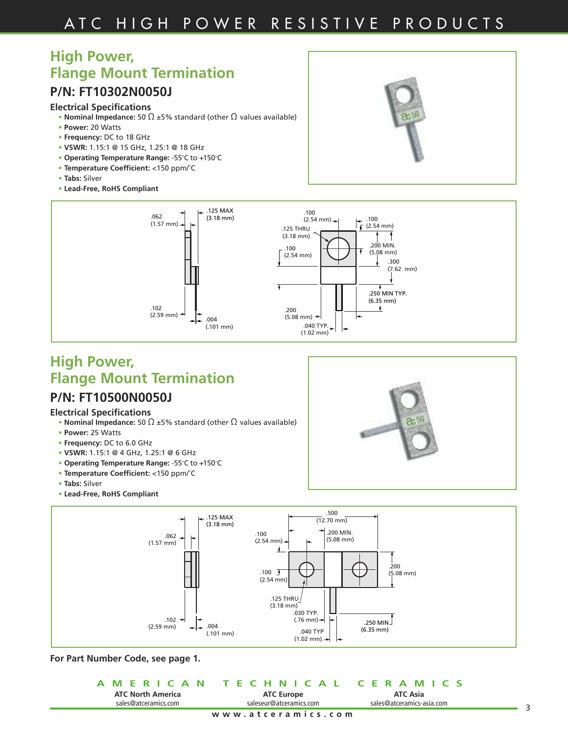## High Power, Flange Mount Termination

### P/N: FT10302N0050J

**Electrical Specifications**

- **Nominal Impedance:** 50 Ω ±5% standard (other Ω values available)
- **Power:** 20 Watts
- **Frequency:** DC to 18 GHz
- **VSWR:** 1.15:1 @ 15 GHz, 1.25:1 @ 18 GHz
- **Operating Temperature Range:** -55°C to +150°C
- **Temperature Coefficient:** <150 ppm/°C
- **Tabs:** Silver
- **Lead-Free, RoHS Compliant**

.062 (1.57 mm) .125 MAX (3.18 mm) .102 (2.59 mm) .004 (.101 mm) .100 (2.54 mm) .100 (2.54 mm) .125 THRU (3.18 mm) .100 (2.54 mm) .200 MIN. (5.08 mm) .300 (7.62 mm) .250 MIN TYP. (6.35 mm) .200 (5.08 mm) .040 TYP. (1.02 mm)

## High Power, Flange Mount Termination

### P/N: FT10500N0050J

**Electrical Specifications**

- **Nominal Impedance:** 50 Ω ±5% standard (other Ω values available)
- **Power:** 25 Watts
- **Frequency:** DC to 6.0 GHz
- **VSWR:** 1.15:1 @ 4 GHz, 1.25:1 @ 6 GHz
- **Operating Temperature Range:** -55°C to +150°C
- **Temperature Coefficient:** <150 ppm/°C
- **Tabs:** Silver
- **Lead-Free, RoHS Compliant**

.125 MAX (3.18 mm) .062 (1.57 mm) .102 (2.59 mm) .004 (.101 mm) .500 (12.70 mm) .100 (2.54 mm) .200 MIN. (5.08 mm) .100 (2.54 mm) .200 (5.08 mm) .125 THRU (3.18 mm) .030 TYP. (.76 mm) .250 MIN (6.35 mm) .040 TYP (1.02 mm)

**For Part Number Code, see page 1.**

AMERICAN TECHNICAL CERAMICS

**ATC North America** sales@atceramics.com **ATC Europe** saleseur@atceramics.com **ATC Asia** sales@atceramics-asia.com

www.atceramics.com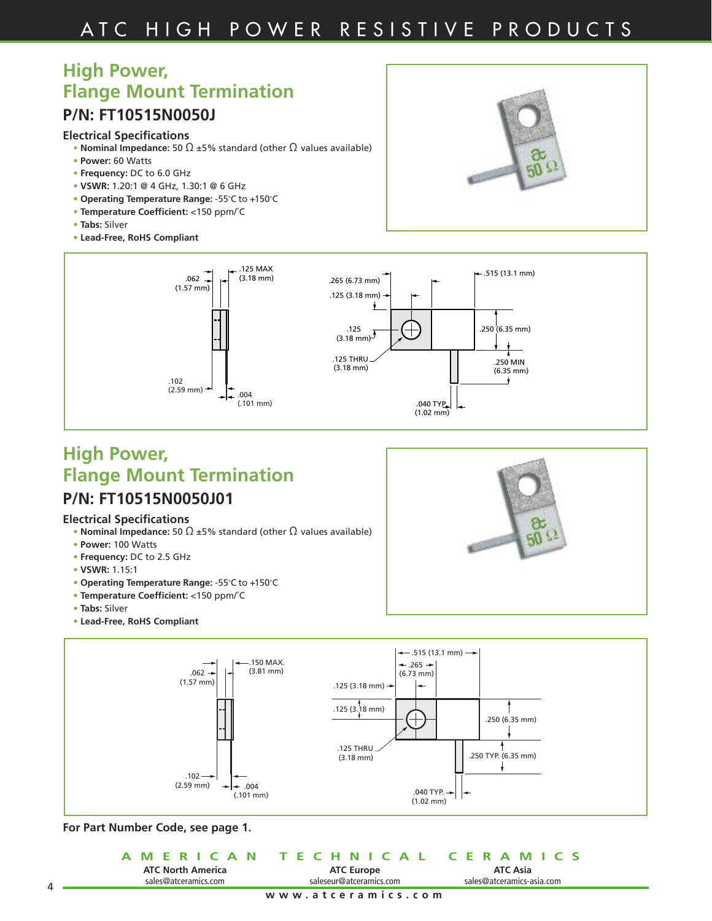## High Power, Flange Mount Termination

### P/N: FT10515N0050J

**Electrical Specifications**

- **Nominal Impedance:** 50 Ω ±5% standard (other Ω values available)
- **Power:** 60 Watts
- **Frequency:** DC to 6.0 GHz
- **VSWR:** 1.20:1 @ 4 GHz, 1.30:1 @ 6 GHz
- **Operating Temperature Range:** -55°C to +150°C
- **Temperature Coefficient:** <150 ppm/°C
- **Tabs:** Silver
- **Lead-Free, RoHS Compliant**

.062 (1.57 mm) .125 MAX (3.18 mm) .102 (2.59 mm) .004 (.101 mm)

.265 (6.73 mm) .125 (3.18 mm) .515 (13.1 mm) .125 (3.18 mm) .250 (6.35 mm) .125 THRU (3.18 mm) .250 MIN (6.35 mm) .040 TYP. (1.02 mm)

## High Power, Flange Mount Termination

### P/N: FT10515N0050J01

**Electrical Specifications**

- **Nominal Impedance:** 50 Ω ±5% standard (other Ω values available)
- **Power:** 100 Watts
- **Frequency:** DC to 2.5 GHz
- **VSWR:** 1.15:1
- **Operating Temperature Range:** -55°C to +150°C
- **Temperature Coefficient:** <150 ppm/°C
- **Tabs:** Silver
- **Lead-Free, RoHS Compliant**

.062 (1.57 mm) .150 MAX. (3.81 mm) .102 (2.59 mm) .004 (.101 mm)

.515 (13.1 mm) .265 (6.73 mm) .125 (3.18 mm) .125 (3.18 mm) .250 (6.35 mm) .125 THRU (3.18 mm) .250 TYP. (6.35 mm) .040 TYP. (1.02 mm)

**For Part Number Code, see page 1.**

AMERICAN TECHNICAL CERAMICS

| ATC North America | ATC Europe | ATC Asia |
|---|---|---|
| sales@atceramics.com | saleseur@atceramics.com | sales@atceramics-asia.com |

www.atceramics.com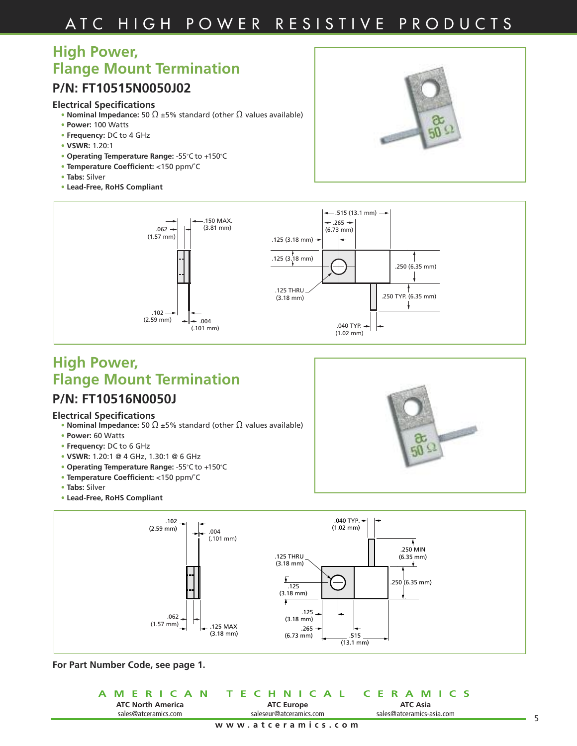## High Power, Flange Mount Termination

### P/N: FT10515N0050J02

**Electrical Specifications**

- **Nominal Impedance:** 50 Ω ±5% standard (other Ω values available)
- **Power:** 100 Watts
- **Frequency:** DC to 4 GHz
- **VSWR:** 1.20:1
- **Operating Temperature Range:** -55°C to +150°C
- **Temperature Coefficient:** <150 ppm/°C
- **Tabs:** Silver
- **Lead-Free, RoHS Compliant**

.062 (1.57 mm) .150 MAX. (3.81 mm) .102 (2.59 mm) .004 (.101 mm)

.515 (13.1 mm) .265 (6.73 mm) .125 (3.18 mm) .125 (3.18 mm) .125 THRU (3.18 mm) .250 (6.35 mm) .250 TYP. (6.35 mm) .040 TYP. (1.02 mm)

## High Power, Flange Mount Termination

### P/N: FT10516N0050J

**Electrical Specifications**

- **Nominal Impedance:** 50 Ω ±5% standard (other Ω values available)
- **Power:** 60 Watts
- **Frequency:** DC to 6 GHz
- **VSWR:** 1.20:1 @ 4 GHz, 1.30:1 @ 6 GHz
- **Operating Temperature Range:** -55°C to +150°C
- **Temperature Coefficient:** <150 ppm/°C
- **Tabs:** Silver
- **Lead-Free, RoHS Compliant**

.102 (2.59 mm) .004 (.101 mm) .062 (1.57 mm) .125 MAX (3.18 mm)

.040 TYP. (1.02 mm) .125 THRU (3.18 mm) .250 MIN (6.35 mm) .125 (3.18 mm) .250 (6.35 mm) .125 (3.18 mm) .265 (6.73 mm) .515 (13.1 mm)

**For Part Number Code, see page 1.**

AMERICAN TECHNICAL CERAMICS

ATC North America sales@atceramics.com | ATC Europe saleseur@atceramics.com | ATC Asia sales@atceramics-asia.com

www.atceramics.com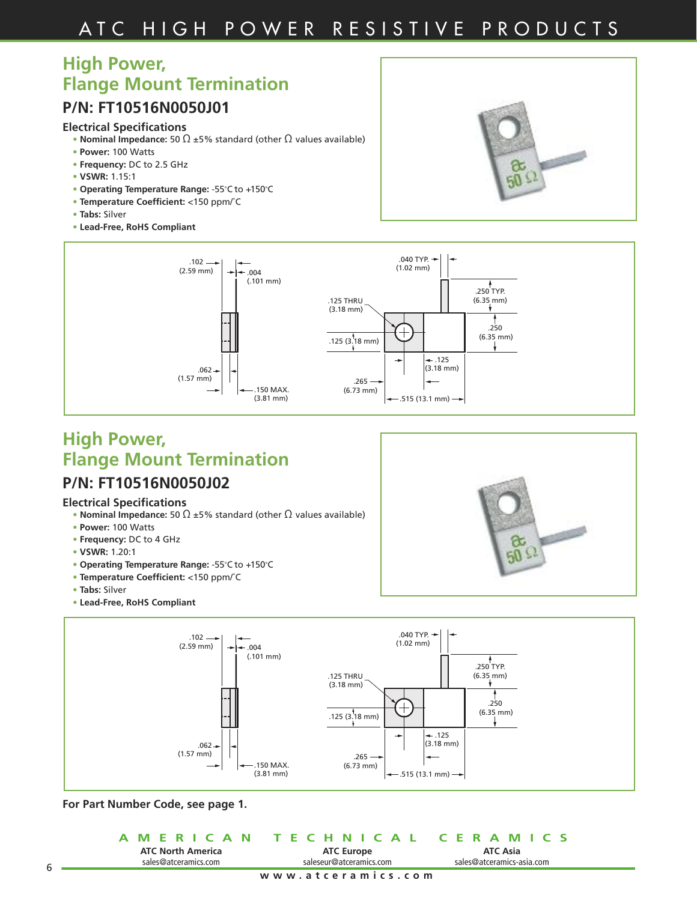## High Power, Flange Mount Termination

### P/N: FT10516N0050J01

#### Electrical Specifications

- **Nominal Impedance:** 50 Ω ±5% standard (other Ω values available)
- **Power:** 100 Watts
- **Frequency:** DC to 2.5 GHz
- **VSWR:** 1.15:1
- **Operating Temperature Range:** -55°C to +150°C
- **Temperature Coefficient:** <150 ppm/°C
- **Tabs:** Silver
- **Lead-Free, RoHS Compliant**

.102 (2.59 mm) · .004 (.101 mm) · .062 (1.57 mm) · .150 MAX. (3.81 mm) · .040 TYP. (1.02 mm) · .250 TYP. (6.35 mm) · .125 THRU (3.18 mm) · .250 (6.35 mm) · .125 (3.18 mm) · .125 (3.18 mm) · .265 (6.73 mm) · .515 (13.1 mm)

## High Power, Flange Mount Termination

### P/N: FT10516N0050J02

#### Electrical Specifications

- **Nominal Impedance:** 50 Ω ±5% standard (other Ω values available)
- **Power:** 100 Watts
- **Frequency:** DC to 4 GHz
- **VSWR:** 1.20:1
- **Operating Temperature Range:** -55°C to +150°C
- **Temperature Coefficient:** <150 ppm/°C
- **Tabs:** Silver
- **Lead-Free, RoHS Compliant**

.102 (2.59 mm) · .004 (.101 mm) · .062 (1.57 mm) · .150 MAX. (3.81 mm) · .040 TYP. (1.02 mm) · .250 TYP. (6.35 mm) · .125 THRU (3.18 mm) · .250 (6.35 mm) · .125 (3.18 mm) · .125 (3.18 mm) · .265 (6.73 mm) · .515 (13.1 mm)

**For Part Number Code, see page 1.**

**AMERICAN TECHNICAL CERAMICS**

| ATC North America | ATC Europe | ATC Asia |
|---|---|---|
| sales@atceramics.com | saleseur@atceramics.com | sales@atceramics-asia.com |

www.atceramics.com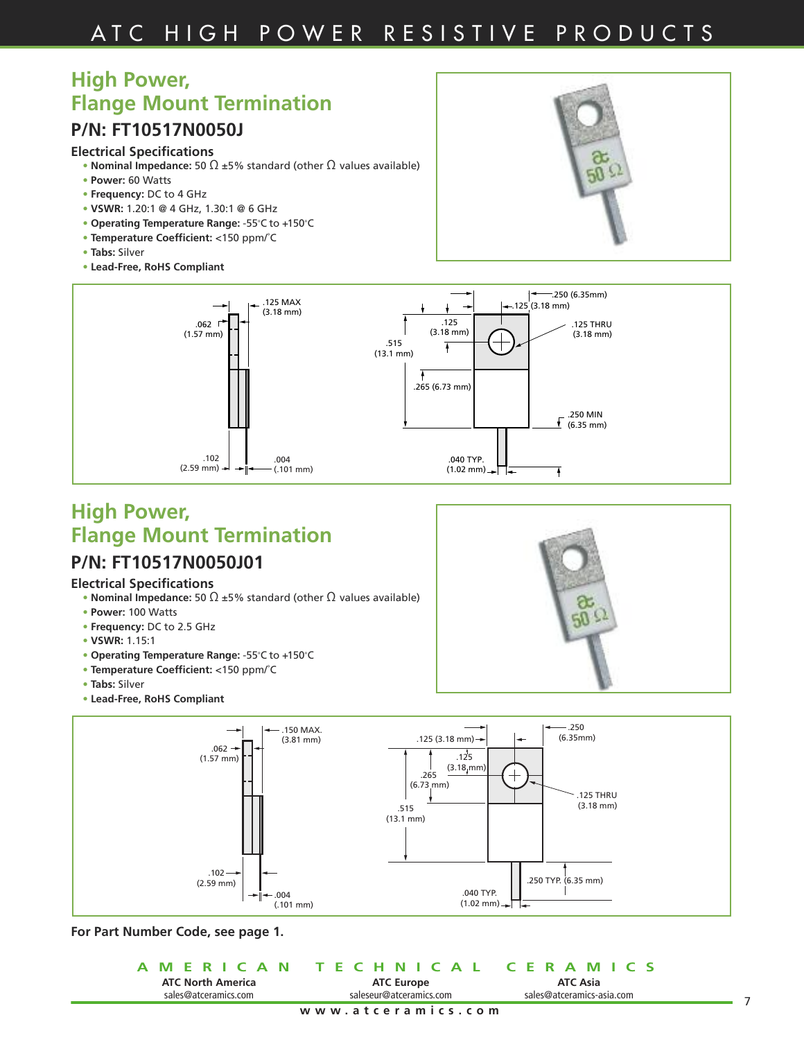## High Power, Flange Mount Termination

### P/N: FT10517N0050J

#### Electrical Specifications

- **Nominal Impedance:** 50 Ω ±5% standard (other Ω values available)
- **Power:** 60 Watts
- **Frequency:** DC to 4 GHz
- **VSWR:** 1.20:1 @ 4 GHz, 1.30:1 @ 6 GHz
- **Operating Temperature Range:** -55°C to +150°C
- **Temperature Coefficient:** <150 ppm/°C
- **Tabs:** Silver
- **Lead-Free, RoHS Compliant**

.062 (1.57 mm) .125 MAX (3.18 mm) .102 (2.59 mm) .004 (.101 mm)

.250 (6.35mm) .125 (3.18 mm) .125 (3.18 mm) .125 THRU (3.18 mm) .515 (13.1 mm) .265 (6.73 mm) .250 MIN (6.35 mm) .040 TYP. (1.02 mm)

## High Power, Flange Mount Termination

### P/N: FT10517N0050J01

#### Electrical Specifications

- **Nominal Impedance:** 50 Ω ±5% standard (other Ω values available)
- **Power:** 100 Watts
- **Frequency:** DC to 2.5 GHz
- **VSWR:** 1.15:1
- **Operating Temperature Range:** -55°C to +150°C
- **Temperature Coefficient:** <150 ppm/°C
- **Tabs:** Silver
- **Lead-Free, RoHS Compliant**

.062 (1.57 mm) .150 MAX. (3.81 mm) .102 (2.59 mm) .004 (.101 mm)

.125 (3.18 mm) .250 (6.35mm) .125 (3.18 mm) .265 (6.73 mm) .125 THRU (3.18 mm) .515 (13.1 mm) .250 TYP. (6.35 mm) .040 TYP. (1.02 mm)

**For Part Number Code, see page 1.**

AMERICAN TECHNICAL CERAMICS

ATC North America sales@atceramics.com | ATC Europe saleseur@atceramics.com | ATC Asia sales@atceramics-asia.com

www.atceramics.com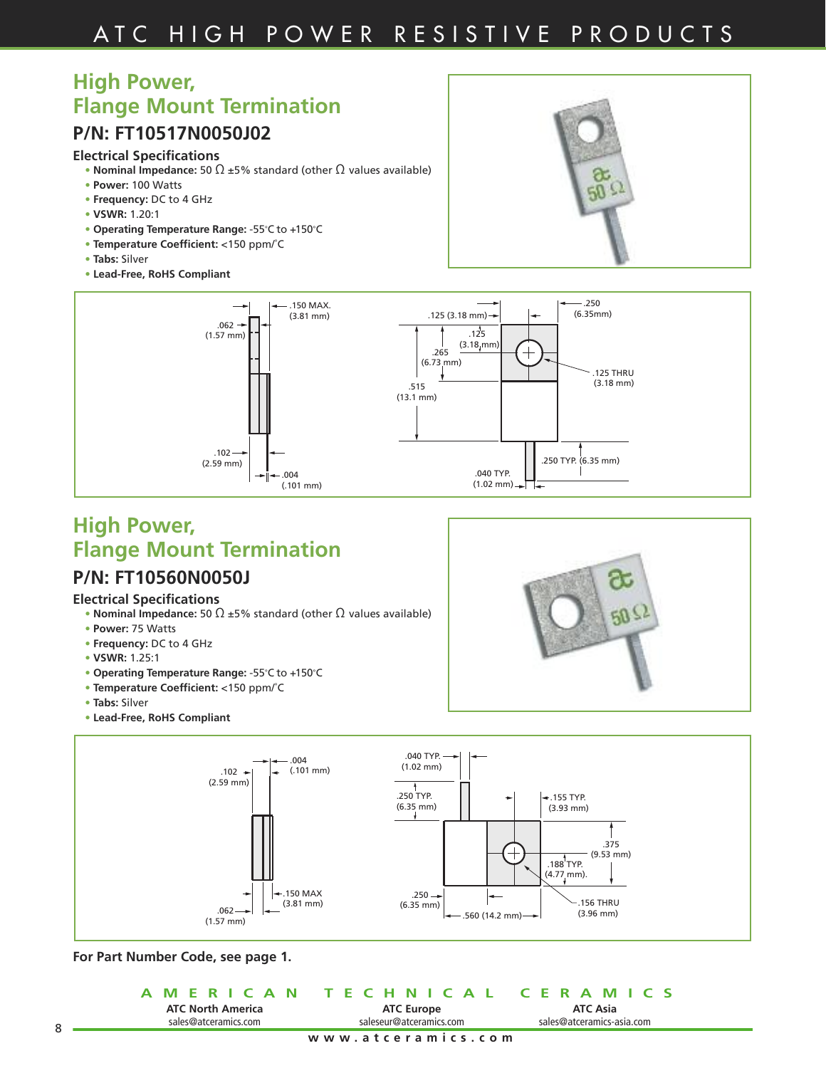## High Power, Flange Mount Termination

### P/N: FT10517N0050J02

**Electrical Specifications**

- **Nominal Impedance:** 50 Ω ±5% standard (other Ω values available)
- **Power:** 100 Watts
- **Frequency:** DC to 4 GHz
- **VSWR:** 1.20:1
- **Operating Temperature Range:** -55°C to +150°C
- **Temperature Coefficient:** <150 ppm/°C
- **Tabs:** Silver
- **Lead-Free, RoHS Compliant**

.062 (1.57 mm) .150 MAX. (3.81 mm) .102 (2.59 mm) .004 (.101 mm)

.125 (3.18 mm) .250 (6.35mm) .125 (3.18 mm) .265 (6.73 mm) .515 (13.1 mm) .125 THRU (3.18 mm) .250 TYP. (6.35 mm) .040 TYP. (1.02 mm)

## High Power, Flange Mount Termination

### P/N: FT10560N0050J

**Electrical Specifications**

- **Nominal Impedance:** 50 Ω ±5% standard (other Ω values available)
- **Power:** 75 Watts
- **Frequency:** DC to 4 GHz
- **VSWR:** 1.25:1
- **Operating Temperature Range:** -55°C to +150°C
- **Temperature Coefficient:** <150 ppm/°C
- **Tabs:** Silver
- **Lead-Free, RoHS Compliant**

.102 (2.59 mm) .004 (.101 mm) .150 MAX (3.81 mm) .062 (1.57 mm)

.040 TYP. (1.02 mm) .250 TYP. (6.35 mm) .155 TYP. (3.93 mm) .375 (9.53 mm) .188 TYP. (4.77 mm). .250 (6.35 mm) .560 (14.2 mm) .156 THRU (3.96 mm)

**For Part Number Code, see page 1.**

AMERICAN TECHNICAL CERAMICS

ATC North America sales@atceramics.com | ATC Europe saleseur@atceramics.com | ATC Asia sales@atceramics-asia.com

www.atceramics.com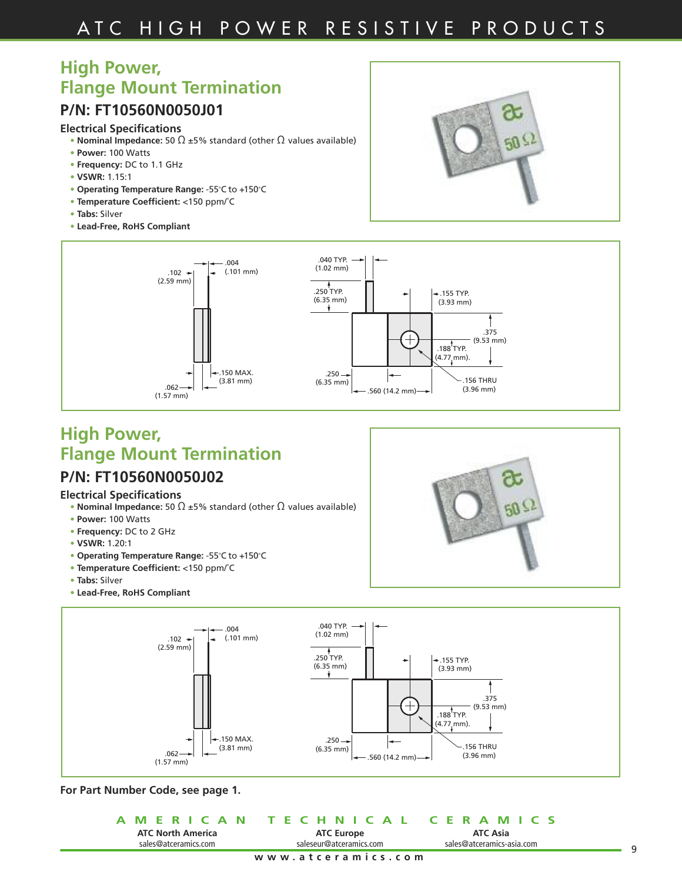## High Power, Flange Mount Termination

### P/N: FT10560N0050J01

**Electrical Specifications**

- **Nominal Impedance:** 50 Ω ±5% standard (other Ω values available)
- **Power:** 100 Watts
- **Frequency:** DC to 1.1 GHz
- **VSWR:** 1.15:1
- **Operating Temperature Range:** -55°C to +150°C
- **Temperature Coefficient:** <150 ppm/°C
- **Tabs:** Silver
- **Lead-Free, RoHS Compliant**

.004 (.101 mm)
.102 (2.59 mm)
.150 MAX. (3.81 mm)
.062 (1.57 mm)
.040 TYP. (1.02 mm)
.250 TYP. (6.35 mm)
.155 TYP. (3.93 mm)
.375 (9.53 mm)
.188 TYP. (4.77 mm).
.250 (6.35 mm)
.560 (14.2 mm)
.156 THRU (3.96 mm)

## High Power, Flange Mount Termination

### P/N: FT10560N0050J02

**Electrical Specifications**

- **Nominal Impedance:** 50 Ω ±5% standard (other Ω values available)
- **Power:** 100 Watts
- **Frequency:** DC to 2 GHz
- **VSWR:** 1.20:1
- **Operating Temperature Range:** -55°C to +150°C
- **Temperature Coefficient:** <150 ppm/°C
- **Tabs:** Silver
- **Lead-Free, RoHS Compliant**

.004 (.101 mm)
.102 (2.59 mm)
.150 MAX. (3.81 mm)
.062 (1.57 mm)
.040 TYP. (1.02 mm)
.250 TYP. (6.35 mm)
.155 TYP. (3.93 mm)
.375 (9.53 mm)
.188 TYP. (4.77 mm).
.250 (6.35 mm)
.560 (14.2 mm)
.156 THRU (3.96 mm)

**For Part Number Code, see page 1.**

AMERICAN TECHNICAL CERAMICS

**ATC North America** sales@atceramics.com | **ATC Europe** saleseur@atceramics.com | **ATC Asia** sales@atceramics-asia.com

www.atceramics.com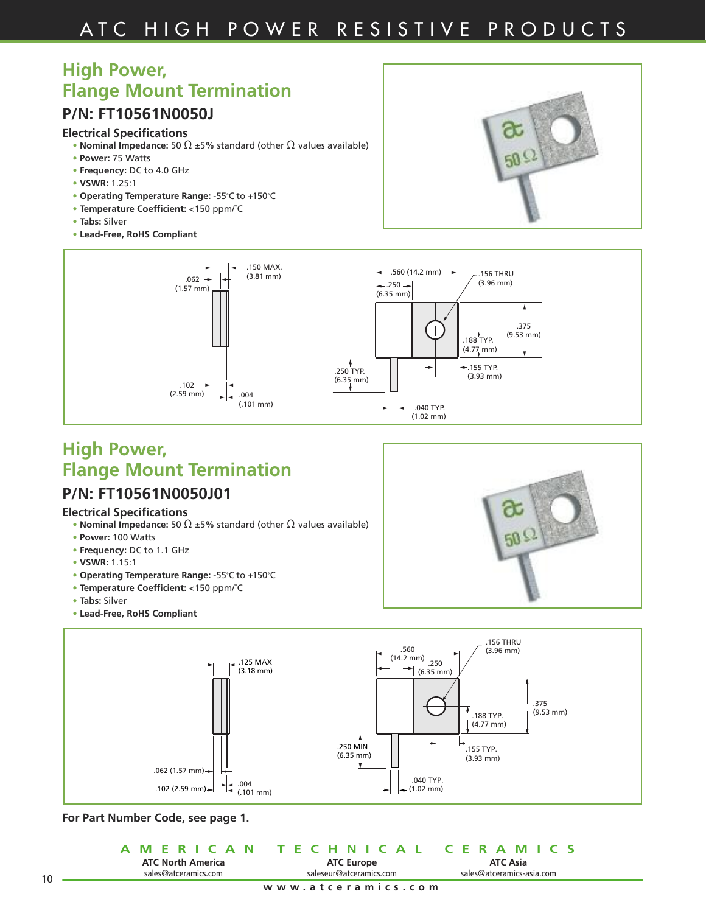## High Power, Flange Mount Termination

### P/N: FT10561N0050J

**Electrical Specifications**

- **Nominal Impedance:** 50 Ω ±5% standard (other Ω values available)
- **Power:** 75 Watts
- **Frequency:** DC to 4.0 GHz
- **VSWR:** 1.25:1
- **Operating Temperature Range:** -55°C to +150°C
- **Temperature Coefficient:** <150 ppm/°C
- **Tabs:** Silver
- **Lead-Free, RoHS Compliant**

.150 MAX. (3.81 mm)
.062 (1.57 mm)
.102 (2.59 mm)
.004 (.101 mm)
.560 (14.2 mm)
.250 (6.35 mm)
.156 THRU (3.96 mm)
.375 (9.53 mm)
.188 TYP. (4.77 mm)
.250 TYP. (6.35 mm)
.155 TYP. (3.93 mm)
.040 TYP. (1.02 mm)

## High Power, Flange Mount Termination

### P/N: FT10561N0050J01

**Electrical Specifications**

- **Nominal Impedance:** 50 Ω ±5% standard (other Ω values available)
- **Power:** 100 Watts
- **Frequency:** DC to 1.1 GHz
- **VSWR:** 1.15:1
- **Operating Temperature Range:** -55°C to +150°C
- **Temperature Coefficient:** <150 ppm/°C
- **Tabs:** Silver
- **Lead-Free, RoHS Compliant**

.125 MAX (3.18 mm)
.062 (1.57 mm)
.102 (2.59 mm)
.004 (.101 mm)
.560 (14.2 mm)
.250 (6.35 mm)
.156 THRU (3.96 mm)
.375 (9.53 mm)
.188 TYP. (4.77 mm)
.250 MIN (6.35 mm)
.155 TYP. (3.93 mm)
.040 TYP. (1.02 mm)

**For Part Number Code, see page 1.**

AMERICAN TECHNICAL CERAMICS

**ATC North America** sales@atceramics.com
**ATC Europe** saleseur@atceramics.com
**ATC Asia** sales@atceramics-asia.com

www.atceramics.com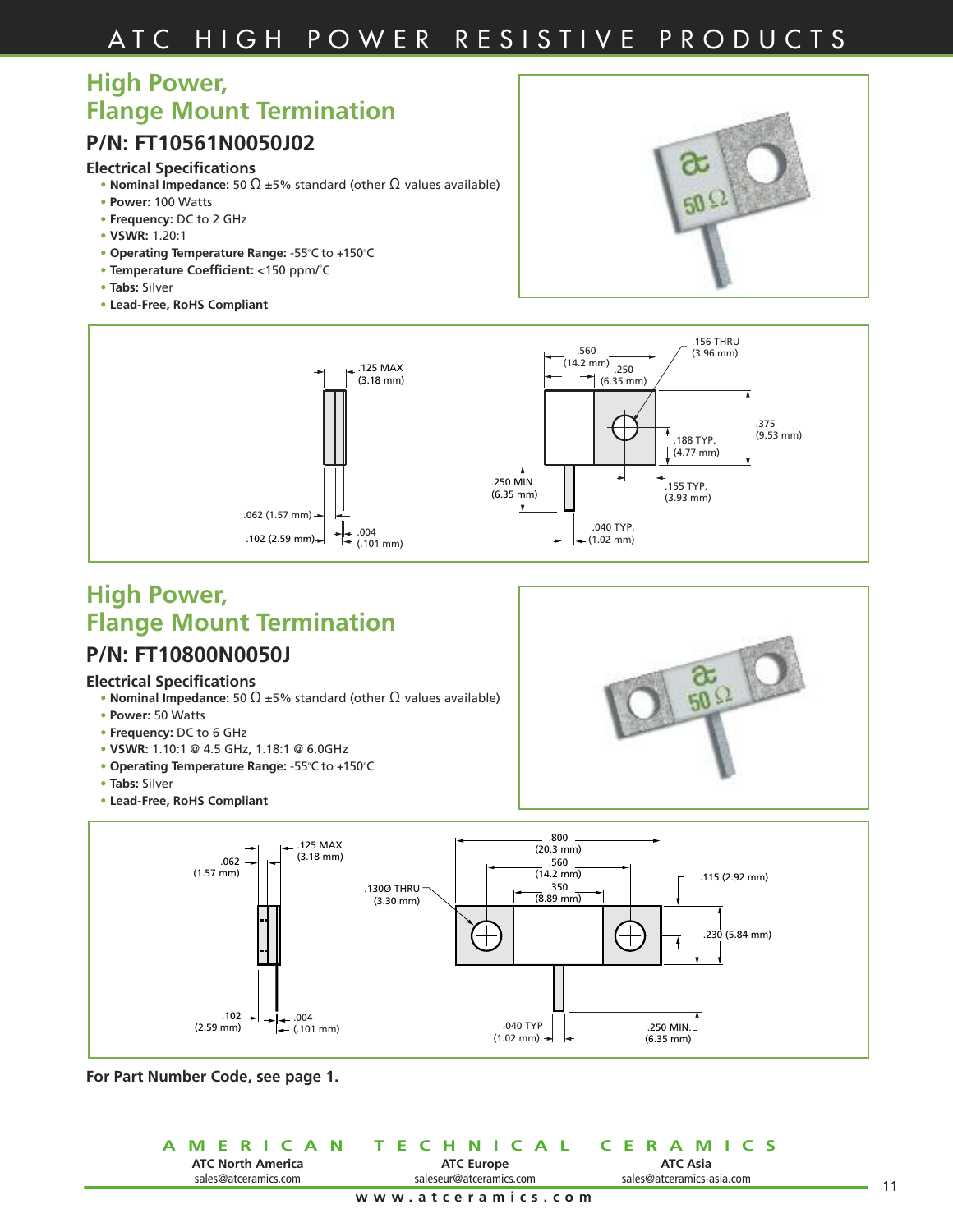## High Power, Flange Mount Termination

### P/N: FT10561N0050J02

#### Electrical Specifications

- **Nominal Impedance:** 50 Ω ±5% standard (other Ω values available)
- **Power:** 100 Watts
- **Frequency:** DC to 2 GHz
- **VSWR:** 1.20:1
- **Operating Temperature Range:** -55°C to +150°C
- **Temperature Coefficient:** <150 ppm/°C
- **Tabs:** Silver
- **Lead-Free, RoHS Compliant**

.125 MAX (3.18 mm)
.062 (1.57 mm)
.102 (2.59 mm)
.004 (.101 mm)
.560 (14.2 mm)
.250 (6.35 mm)
.156 THRU (3.96 mm)
.375 (9.53 mm)
.188 TYP. (4.77 mm)
.250 MIN (6.35 mm)
.155 TYP. (3.93 mm)
.040 TYP. (1.02 mm)

## High Power, Flange Mount Termination

### P/N: FT10800N0050J

#### Electrical Specifications

- **Nominal Impedance:** 50 Ω ±5% standard (other Ω values available)
- **Power:** 50 Watts
- **Frequency:** DC to 6 GHz
- **VSWR:** 1.10:1 @ 4.5 GHz, 1.18:1 @ 6.0GHz
- **Operating Temperature Range:** -55°C to +150°C
- **Tabs:** Silver
- **Lead-Free, RoHS Compliant**

.125 MAX (3.18 mm)
.062 (1.57 mm)
.102 (2.59 mm)
.004 (.101 mm)
.800 (20.3 mm)
.560 (14.2 mm)
.350 (8.89 mm)
.130Ø THRU (3.30 mm)
.115 (2.92 mm)
.230 (5.84 mm)
.040 TYP (1.02 mm)
.250 MIN. (6.35 mm)

**For Part Number Code, see page 1.**

AMERICAN TECHNICAL CERAMICS

| ATC North America | ATC Europe | ATC Asia |
|---|---|---|
| sales@atceramics.com | saleseur@atceramics.com | sales@atceramics-asia.com |

www.atceramics.com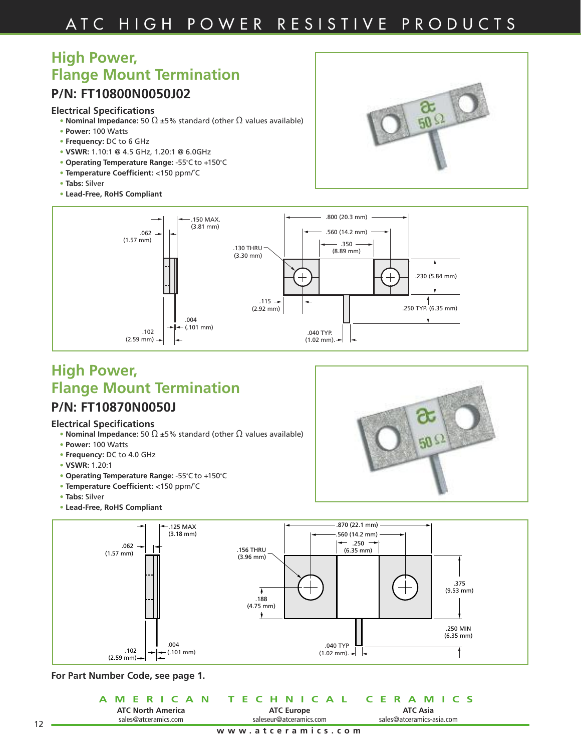## High Power, Flange Mount Termination

### P/N: FT10800N0050J02

#### Electrical Specifications

- **Nominal Impedance:** 50 Ω ±5% standard (other Ω values available)
- **Power:** 100 Watts
- **Frequency:** DC to 6 GHz
- **VSWR:** 1.10:1 @ 4.5 GHz, 1.20:1 @ 6.0GHz
- **Operating Temperature Range:** -55°C to +150°C
- **Temperature Coefficient:** <150 ppm/°C
- **Tabs:** Silver
- **Lead-Free, RoHS Compliant**

.150 MAX. (3.81 mm)
.062 (1.57 mm)
.004 (.101 mm)
.102 (2.59 mm)
.800 (20.3 mm)
.560 (14.2 mm)
.350 (8.89 mm)
.130 THRU (3.30 mm)
.230 (5.84 mm)
.115 (2.92 mm)
.250 TYP. (6.35 mm)
.040 TYP. (1.02 mm)

## High Power, Flange Mount Termination

### P/N: FT10870N0050J

#### Electrical Specifications

- **Nominal Impedance:** 50 Ω ±5% standard (other Ω values available)
- **Power:** 100 Watts
- **Frequency:** DC to 4.0 GHz
- **VSWR:** 1.20:1
- **Operating Temperature Range:** -55°C to +150°C
- **Temperature Coefficient:** <150 ppm/°C
- **Tabs:** Silver
- **Lead-Free, RoHS Compliant**

.125 MAX (3.18 mm)
.062 (1.57 mm)
.004 (.101 mm)
.102 (2.59 mm)
.870 (22.1 mm)
.560 (14.2 mm)
.250 (6.35 mm)
.156 THRU (3.96 mm)
.188 (4.75 mm)
.375 (9.53 mm)
.250 MIN (6.35 mm)
.040 TYP (1.02 mm)

**For Part Number Code, see page 1.**

AMERICAN TECHNICAL CERAMICS

**ATC North America**
sales@atceramics.com

**ATC Europe**
saleseur@atceramics.com

**ATC Asia**
sales@atceramics-asia.com

www.atceramics.com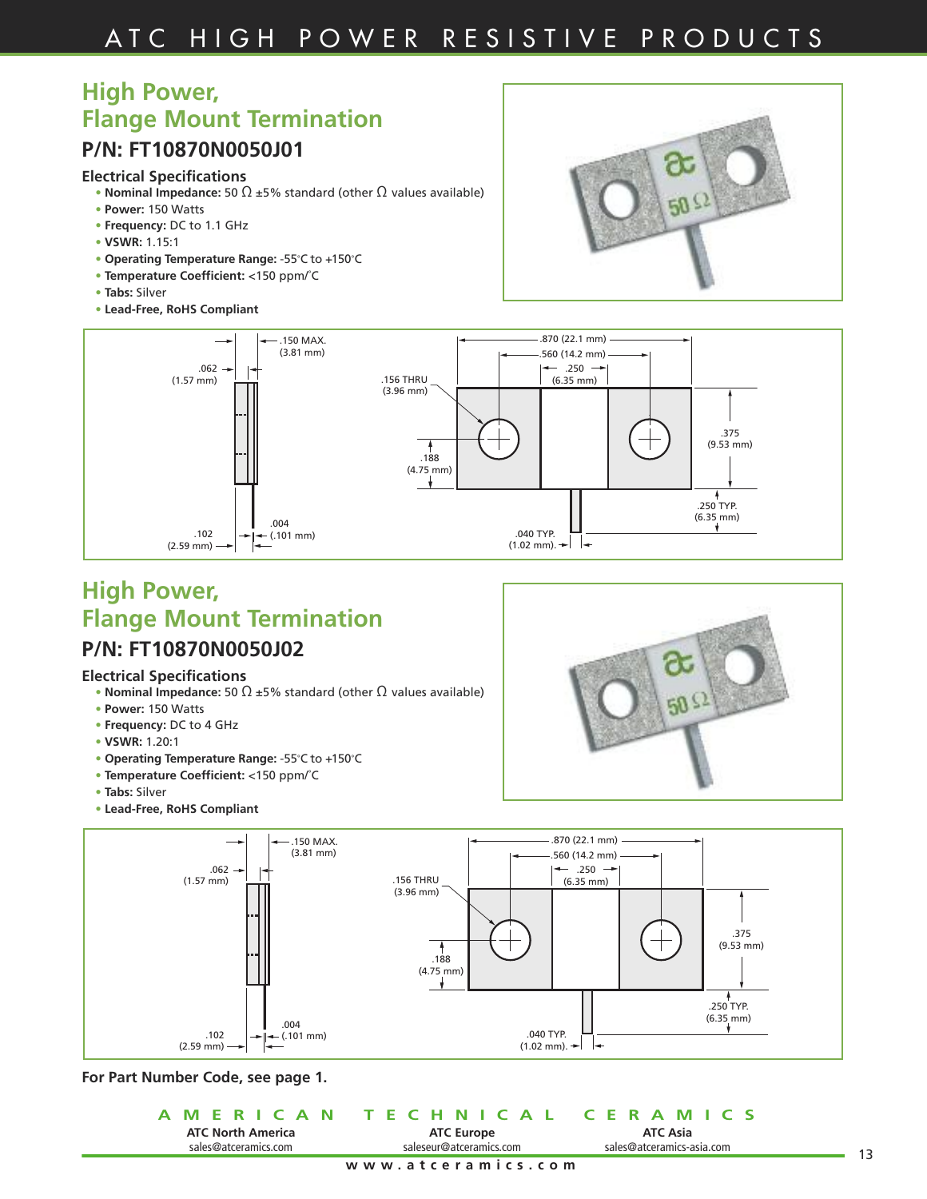## High Power, Flange Mount Termination

### P/N: FT10870N0050J01

**Electrical Specifications**

- **Nominal Impedance:** 50 Ω ±5% standard (other Ω values available)
- **Power:** 150 Watts
- **Frequency:** DC to 1.1 GHz
- **VSWR:** 1.15:1
- **Operating Temperature Range:** -55°C to +150°C
- **Temperature Coefficient:** <150 ppm/°C
- **Tabs:** Silver
- **Lead-Free, RoHS Compliant**

.150 MAX. (3.81 mm)
.062 (1.57 mm)
.102 (2.59 mm)
.004 (.101 mm)
.870 (22.1 mm)
.560 (14.2 mm)
.250 (6.35 mm)
.156 THRU (3.96 mm)
.188 (4.75 mm)
.375 (9.53 mm)
.250 TYP. (6.35 mm)
.040 TYP. (1.02 mm).

## High Power, Flange Mount Termination

### P/N: FT10870N0050J02

**Electrical Specifications**

- **Nominal Impedance:** 50 Ω ±5% standard (other Ω values available)
- **Power:** 150 Watts
- **Frequency:** DC to 4 GHz
- **VSWR:** 1.20:1
- **Operating Temperature Range:** -55°C to +150°C
- **Temperature Coefficient:** <150 ppm/°C
- **Tabs:** Silver
- **Lead-Free, RoHS Compliant**

.150 MAX. (3.81 mm)
.062 (1.57 mm)
.102 (2.59 mm)
.004 (.101 mm)
.870 (22.1 mm)
.560 (14.2 mm)
.250 (6.35 mm)
.156 THRU (3.96 mm)
.188 (4.75 mm)
.375 (9.53 mm)
.250 TYP. (6.35 mm)
.040 TYP. (1.02 mm).

**For Part Number Code, see page 1.**

AMERICAN TECHNICAL CERAMICS

| ATC North America | ATC Europe | ATC Asia |
|---|---|---|
| sales@atceramics.com | saleseur@atceramics.com | sales@atceramics-asia.com |

www.atceramics.com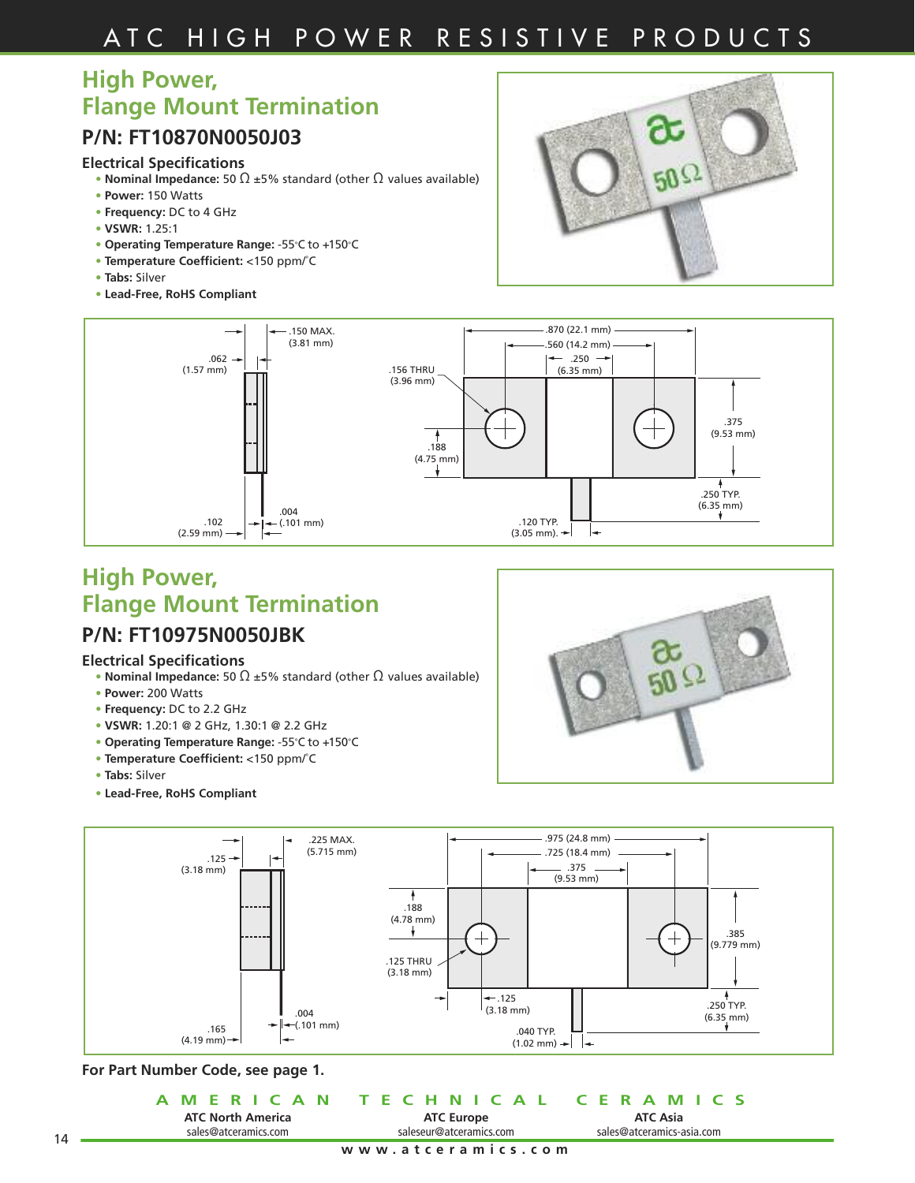## High Power, Flange Mount Termination

### P/N: FT10870N0050J03

#### Electrical Specifications

- **Nominal Impedance:** 50 Ω ±5% standard (other Ω values available)
- **Power:** 150 Watts
- **Frequency:** DC to 4 GHz
- **VSWR:** 1.25:1
- **Operating Temperature Range:** -55°C to +150°C
- **Temperature Coefficient:** <150 ppm/°C
- **Tabs:** Silver
- **Lead-Free, RoHS Compliant**

.150 MAX. (3.81 mm)
.062 (1.57 mm)
.004 (.101 mm)
.102 (2.59 mm)
.870 (22.1 mm)
.560 (14.2 mm)
.250 (6.35 mm)
.156 THRU (3.96 mm)
.188 (4.75 mm)
.375 (9.53 mm)
.250 TYP. (6.35 mm)
.120 TYP. (3.05 mm)

## High Power, Flange Mount Termination

### P/N: FT10975N0050JBK

#### Electrical Specifications

- **Nominal Impedance:** 50 Ω ±5% standard (other Ω values available)
- **Power:** 200 Watts
- **Frequency:** DC to 2.2 GHz
- **VSWR:** 1.20:1 @ 2 GHz, 1.30:1 @ 2.2 GHz
- **Operating Temperature Range:** -55°C to +150°C
- **Temperature Coefficient:** <150 ppm/°C
- **Tabs:** Silver
- **Lead-Free, RoHS Compliant**

.225 MAX. (5.715 mm)
.125 (3.18 mm)
.004 (.101 mm)
.165 (4.19 mm)
.975 (24.8 mm)
.725 (18.4 mm)
.375 (9.53 mm)
.188 (4.78 mm)
.125 THRU (3.18 mm)
.385 (9.779 mm)
.125 (3.18 mm)
.250 TYP. (6.35 mm)
.040 TYP. (1.02 mm)

**For Part Number Code, see page 1.**

AMERICAN TECHNICAL CERAMICS

**ATC North America** sales@atceramics.com | **ATC Europe** saleseur@atceramics.com | **ATC Asia** sales@atceramics-asia.com

www.atceramics.com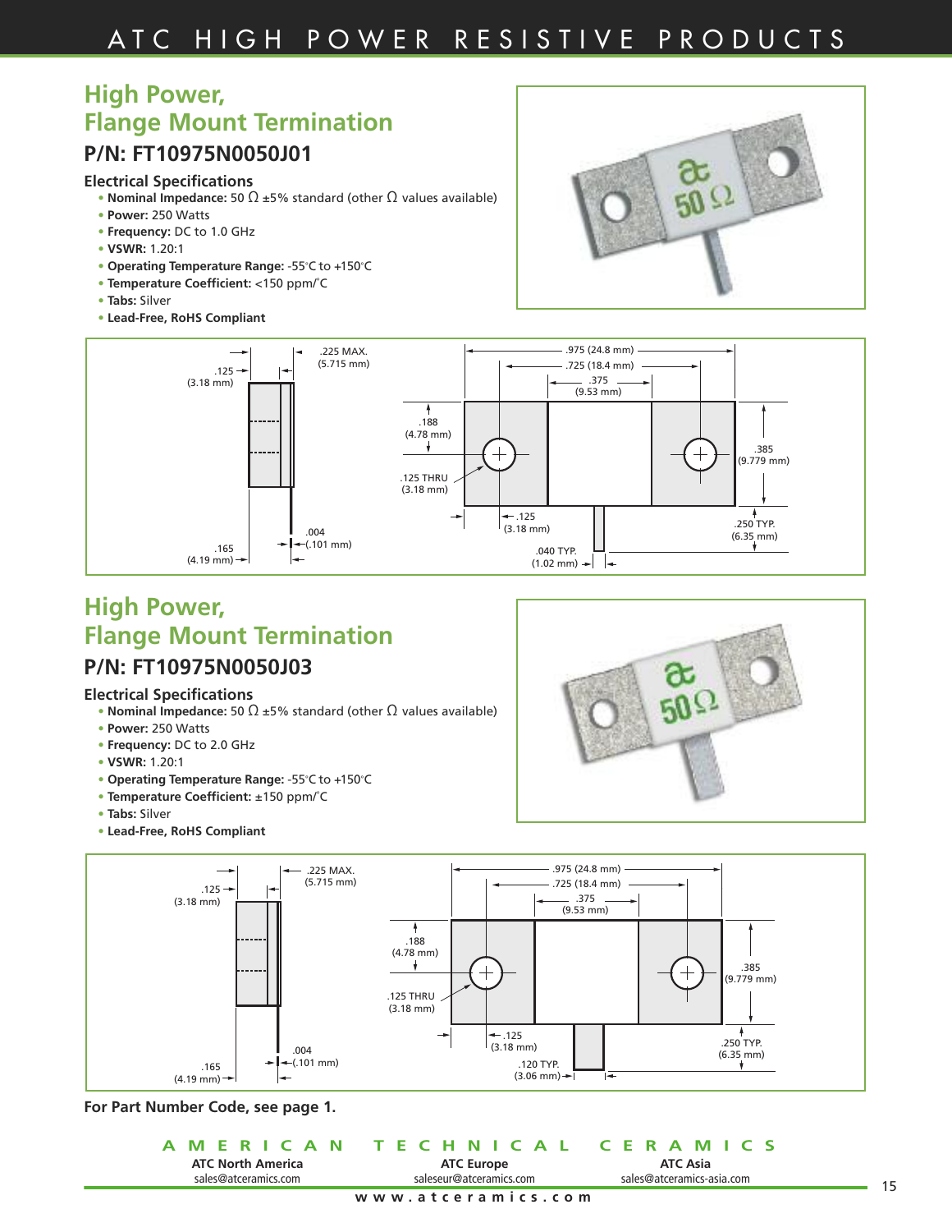## High Power, Flange Mount Termination

### P/N: FT10975N0050J01

**Electrical Specifications**

- **Nominal Impedance:** 50 Ω ±5% standard (other Ω values available)
- **Power:** 250 Watts
- **Frequency:** DC to 1.0 GHz
- **VSWR:** 1.20:1
- **Operating Temperature Range:** -55°C to +150°C
- **Temperature Coefficient:** <150 ppm/°C
- **Tabs:** Silver
- **Lead-Free, RoHS Compliant**

.125 (3.18 mm)
.225 MAX. (5.715 mm)
.165 (4.19 mm)
.004 (.101 mm)
.975 (24.8 mm)
.725 (18.4 mm)
.375 (9.53 mm)
.188 (4.78 mm)
.125 THRU (3.18 mm)
.385 (9.779 mm)
.125 (3.18 mm)
.250 TYP. (6.35 mm)
.040 TYP. (1.02 mm)

## High Power, Flange Mount Termination

### P/N: FT10975N0050J03

**Electrical Specifications**

- **Nominal Impedance:** 50 Ω ±5% standard (other Ω values available)
- **Power:** 250 Watts
- **Frequency:** DC to 2.0 GHz
- **VSWR:** 1.20:1
- **Operating Temperature Range:** -55°C to +150°C
- **Temperature Coefficient:** ±150 ppm/°C
- **Tabs:** Silver
- **Lead-Free, RoHS Compliant**

.125 (3.18 mm)
.225 MAX. (5.715 mm)
.165 (4.19 mm)
.004 (.101 mm)
.975 (24.8 mm)
.725 (18.4 mm)
.375 (9.53 mm)
.188 (4.78 mm)
.125 THRU (3.18 mm)
.385 (9.779 mm)
.125 (3.18 mm)
.250 TYP. (6.35 mm)
.120 TYP. (3.06 mm)

**For Part Number Code, see page 1.**

AMERICAN TECHNICAL CERAMICS

**ATC North America**
sales@atceramics.com

**ATC Europe**
saleseur@atceramics.com

**ATC Asia**
sales@atceramics-asia.com

www.atceramics.com